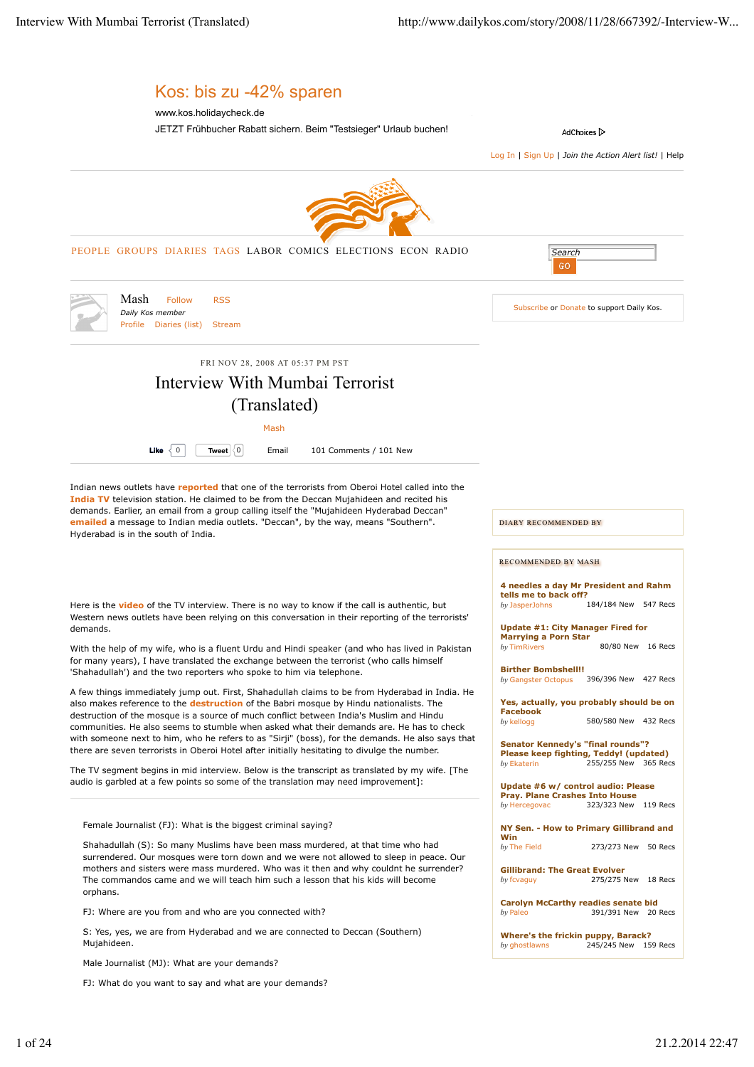Kos: bis zu -42% sparen

www.kos.holidaycheck.de

JETZT Frühbucher Rabatt sichern. Beim "Testsieger" Urlaub buchen!

AdChoices

Log In | Sign Up | *Join the Action Alert list!* | Help

PEOPLE GROUPS DIARIES TAGS LABOR COMICS ELECTIONS ECON RADIO

Search GO

Mash Follow RSS

*Daily Kos member*

Profile Diaries (list) Stream

Subscribe or Donate to support Daily Kos.

FRI NOV 28, 2008 AT 05:37 PM PST

# Interview With Mumbai Terrorist (Translated)

Mash

Like 0 Tweet 0 Email 101 Comments / 101 New

Indian news outlets have **reported** that one of the terrorists from Oberoi Hotel called into the **India TV** television station. He claimed to be from the Deccan Mujahideen and recited his demands. Earlier, an email from a group calling itself the "Mujahideen Hyderabad Deccan" **emailed** a message to Indian media outlets. "Deccan", by the way, means "Southern". Hyderabad is in the south of India.

Here is the **video** of the TV interview. There is no way to know if the call is authentic, but Western news outlets have been relying on this conversation in their reporting of the terrorists' demands.

With the help of my wife, who is a fluent Urdu and Hindi speaker (and who has lived in Pakistan for many years), I have translated the exchange between the terrorist (who calls himself 'Shahadullah') and the two reporters who spoke to him via telephone.

A few things immediately jump out. First, Shahadullah claims to be from Hyderabad in India. He also makes reference to the **destruction** of the Babri mosque by Hindu nationalists. The destruction of the mosque is a source of much conflict between India's Muslim and Hindu communities. He also seems to stumble when asked what their demands are. He has to check with someone next to him, who he refers to as "Sirji" (boss), for the demands. He also says that there are seven terrorists in Oberoi Hotel after initially hesitating to divulge the number.

The TV segment begins in mid interview. Below is the transcript as translated by my wife. [The audio is garbled at a few points so some of the translation may need improvement]:

> Female Journalist (FJ): What is the biggest criminal saying?
>
> Shahadullah (S): So many Muslims have been mass murdered, at that time who had surrendered. Our mosques were torn down and we were not allowed to sleep in peace. Our mothers and sisters were mass murdered. Who was it then and why couldnt he surrender? The commandos came and we will teach him such a lesson that his kids will become orphans.
>
> FJ: Where are you from and who are you connected with?
>
> S: Yes, yes, we are from Hyderabad and we are connected to Deccan (Southern) Mujahideen.
>
> Male Journalist (MJ): What are your demands?
>
> FJ: What do you want to say and what are your demands?

DIARY RECOMMENDED BY

RECOMMENDED BY MASH

**4 needles a day Mr President and Rahm tells me to back off?**
*by* JasperJohns 184/184 New 547 Recs

**Update #1: City Manager Fired for Marrying a Porn Star**
*by* TimRivers 80/80 New 16 Recs

**Birther Bombshell!!**
*by* Gangster Octopus 396/396 New 427 Recs

**Yes, actually, you probably should be on Facebook**
*by* kellogg 580/580 New 432 Recs

**Senator Kennedy's "final rounds"? Please keep fighting, Teddy! (updated)**
*by* Ekaterin 255/255 New 365 Recs

**Update #6 w/ control audio: Please Pray. Plane Crashes Into House**
*by* Hercegovac 323/323 New 119 Recs

**NY Sen. - How to Primary Gillibrand and Win**
*by* The Field 273/273 New 50 Recs

**Gillibrand: The Great Evolver**
*by* fcvaguy 275/275 New 18 Recs

**Carolyn McCarthy readies senate bid**
*by* Paleo 391/391 New 20 Recs

**Where's the frickin puppy, Barack?**
*by* ghostlawns 245/245 New 159 Recs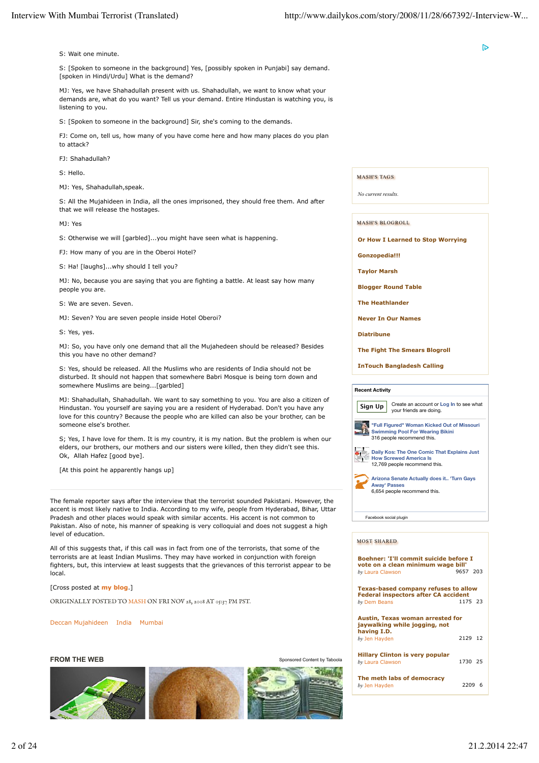S: Wait one minute.

S: [Spoken to someone in the background] Yes, [possibly spoken in Punjabi] say demand. [spoken in Hindi/Urdu] What is the demand?

MJ: Yes, we have Shahadullah present with us. Shahadullah, we want to know what your demands are, what do you want? Tell us your demand. Entire Hindustan is watching you, is listening to you.

S: [Spoken to someone in the background] Sir, she's coming to the demands.

FJ: Come on, tell us, how many of you have come here and how many places do you plan to attack?

FJ: Shahadullah?

S: Hello.

MJ: Yes, Shahadullah,speak.

S: All the Mujahideen in India, all the ones imprisoned, they should free them. And after that we will release the hostages.

MJ: Yes

S: Otherwise we will [garbled]...you might have seen what is happening.

FJ: How many of you are in the Oberoi Hotel?

S: Ha! [laughs]...why should I tell you?

MJ: No, because you are saying that you are fighting a battle. At least say how many people you are.

S: We are seven. Seven.

MJ: Seven? You are seven people inside Hotel Oberoi?

S: Yes, yes.

MJ: So, you have only one demand that all the Mujahedeen should be released? Besides this you have no other demand?

S: Yes, should be released. All the Muslims who are residents of India should not be disturbed. It should not happen that somewhere Babri Mosque is being torn down and somewhere Muslims are being...[garbled]

MJ: Shahadullah, Shahadullah. We want to say something to you. You are also a citizen of Hindustan. You yourself are saying you are a resident of Hyderabad. Don't you have any love for this country? Because the people who are killed can also be your brother, can be someone else's brother.

S; Yes, I have love for them. It is my country, it is my nation. But the problem is when our elders, our brothers, our mothers and our sisters were killed, then they didn't see this. Ok, Allah Hafez [good bye].

[At this point he apparently hangs up]

The female reporter says after the interview that the terrorist sounded Pakistani. However, the accent is most likely native to India. According to my wife, people from Hyderabad, Bihar, Uttar Pradesh and other places would speak with similar accents. His accent is not common to Pakistan. Also of note, his manner of speaking is very colloquial and does not suggest a high level of education.

All of this suggests that, if this call was in fact from one of the terrorists, that some of the terrorists are at least Indian Muslims. They may have worked in conjunction with foreign fighters, but, this interview at least suggests that the grievances of this terrorist appear to be local.

[Cross posted at **my blog**.]

ORIGINALLY POSTED TO MASH ON FRI NOV 28, 2008 AT 05:37 PM PST.

Deccan Mujahideen India Mumbai

**FROM THE WEB**

Sponsored Content by Taboola

MASH'S TAGS

*No current results.*

MASH'S BLOGROLL

**Or How I Learned to Stop Worrying**

**Gonzopedia!!!**

**Taylor Marsh**

**Blogger Round Table**

**The Heathlander**

**Never In Our Names**

**Diatribune**

**The Fight The Smears Blogroll**

**InTouch Bangladesh Calling**

**Recent Activity**

Sign Up Create an account or Log In to see what your friends are doing.

"Full Figured" Woman Kicked Out of Missouri Swimming Pool For Wearing Bikini
316 people recommend this.

Daily Kos: The One Comic That Explains Just How Screwed America Is
12,769 people recommend this.

Arizona Senate Actually does it.. 'Turn Gays Away' Passes
6,654 people recommend this.

Facebook social plugin

MOST SHARED

**Boehner: 'I'll commit suicide before I vote on a clean minimum wage bill'**
*by* Laura Clawson 9657 203

**Texas-based company refuses to allow Federal inspectors after CA accident**
*by* Dem Beans 1175 23

**Austin, Texas woman arrested for jaywalking while jogging, not having I.D.**
*by* Jen Hayden 2129 12

**Hillary Clinton is very popular**
*by* Laura Clawson 1730 25

**The meth labs of democracy**
*by* Jen Hayden 2209 6